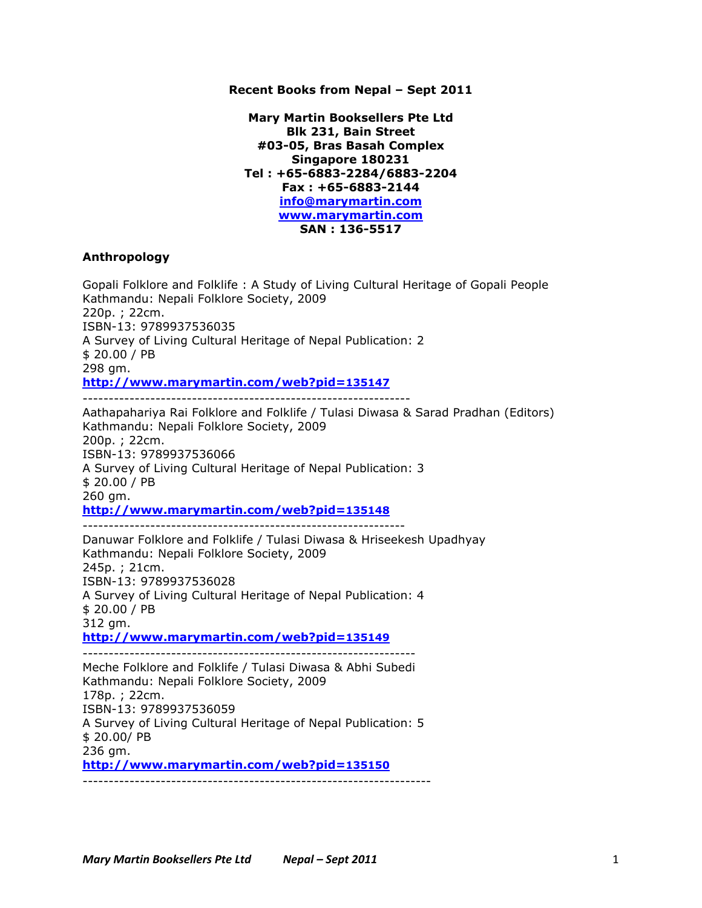**Recent Books from Nepal – Sept 2011**

**Mary Martin Booksellers Pte Ltd**
**Blk 231, Bain Street**
**#03-05, Bras Basah Complex**
**Singapore 180231**
**Tel : +65-6883-2284/6883-2204**
**Fax : +65-6883-2144**
**info@marymartin.com**
**www.marymartin.com**
**SAN : 136-5517**

## Anthropology

Gopali Folklore and Folklife : A Study of Living Cultural Heritage of Gopali People
Kathmandu: Nepali Folklore Society, 2009
220p. ; 22cm.
ISBN-13: 9789937536035
A Survey of Living Cultural Heritage of Nepal Publication: 2
$ 20.00 / PB
298 gm.
**http://www.marymartin.com/web?pid=135147**

---

Aathapahariya Rai Folklore and Folklife / Tulasi Diwasa & Sarad Pradhan (Editors)
Kathmandu: Nepali Folklore Society, 2009
200p. ; 22cm.
ISBN-13: 9789937536066
A Survey of Living Cultural Heritage of Nepal Publication: 3
$ 20.00 / PB
260 gm.
**http://www.marymartin.com/web?pid=135148**

---

Danuwar Folklore and Folklife / Tulasi Diwasa & Hriseekesh Upadhyay
Kathmandu: Nepali Folklore Society, 2009
245p. ; 21cm.
ISBN-13: 9789937536028
A Survey of Living Cultural Heritage of Nepal Publication: 4
$ 20.00 / PB
312 gm.
**http://www.marymartin.com/web?pid=135149**

---

Meche Folklore and Folklife / Tulasi Diwasa & Abhi Subedi
Kathmandu: Nepali Folklore Society, 2009
178p. ; 22cm.
ISBN-13: 9789937536059
A Survey of Living Cultural Heritage of Nepal Publication: 5
$ 20.00/ PB
236 gm.
**http://www.marymartin.com/web?pid=135150**

---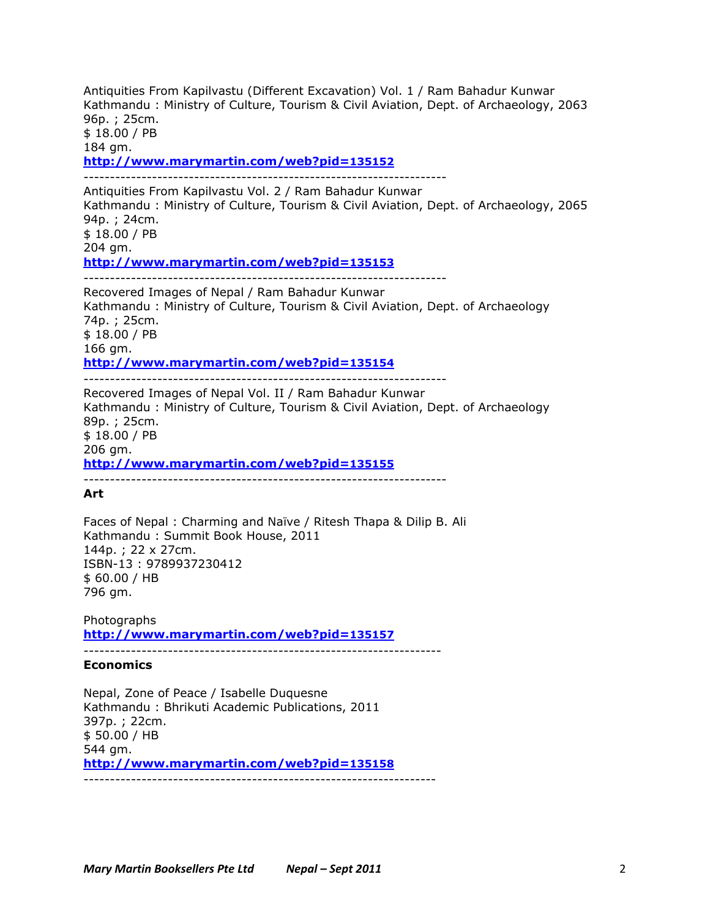Antiquities From Kapilvastu (Different Excavation) Vol. 1 / Ram Bahadur Kunwar
Kathmandu : Ministry of Culture, Tourism & Civil Aviation, Dept. of Archaeology, 2063
96p. ; 25cm.
$ 18.00 / PB
184 gm.
**http://www.marymartin.com/web?pid=135152**

---

Antiquities From Kapilvastu Vol. 2 / Ram Bahadur Kunwar
Kathmandu : Ministry of Culture, Tourism & Civil Aviation, Dept. of Archaeology, 2065
94p. ; 24cm.
$ 18.00 / PB
204 gm.
**http://www.marymartin.com/web?pid=135153**

---

Recovered Images of Nepal / Ram Bahadur Kunwar
Kathmandu : Ministry of Culture, Tourism & Civil Aviation, Dept. of Archaeology
74p. ; 25cm.
$ 18.00 / PB
166 gm.
**http://www.marymartin.com/web?pid=135154**

---

Recovered Images of Nepal Vol. II / Ram Bahadur Kunwar
Kathmandu : Ministry of Culture, Tourism & Civil Aviation, Dept. of Archaeology
89p. ; 25cm.
$ 18.00 / PB
206 gm.
**http://www.marymartin.com/web?pid=135155**

---

**Art**

Faces of Nepal : Charming and Naïve / Ritesh Thapa & Dilip B. Ali
Kathmandu : Summit Book House, 2011
144p. ; 22 x 27cm.
ISBN-13 : 9789937230412
$ 60.00 / HB
796 gm.

Photographs
**http://www.marymartin.com/web?pid=135157**

---

**Economics**

Nepal, Zone of Peace / Isabelle Duquesne
Kathmandu : Bhrikuti Academic Publications, 2011
397p. ; 22cm.
$ 50.00 / HB
544 gm.
**http://www.marymartin.com/web?pid=135158**

---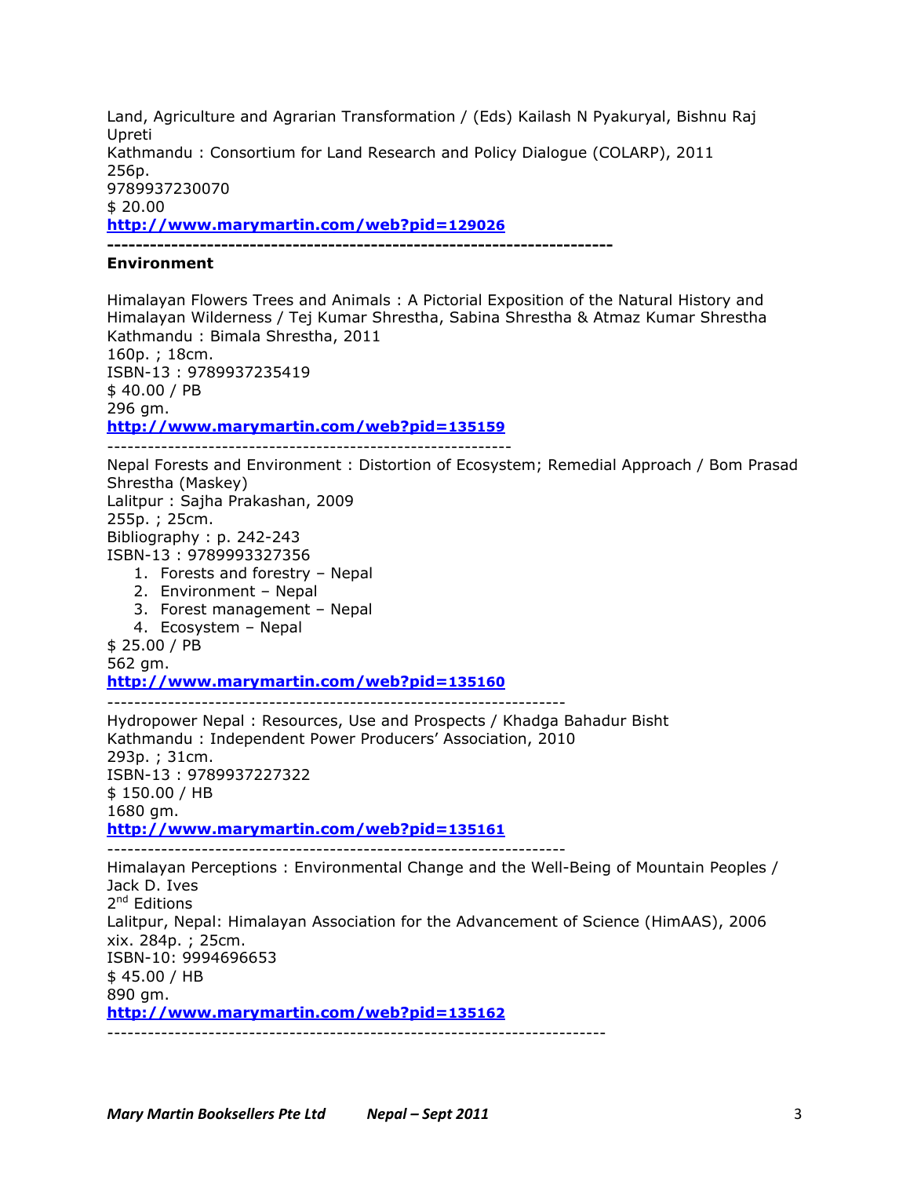Land, Agriculture and Agrarian Transformation / (Eds) Kailash N Pyakuryal, Bishnu Raj Upreti
Kathmandu : Consortium for Land Research and Policy Dialogue (COLARP), 2011
256p.
9789937230070
$ 20.00
**http://www.marymartin.com/web?pid=129026**

**----------------------------------------------------------------------**

**Environment**

Himalayan Flowers Trees and Animals : A Pictorial Exposition of the Natural History and Himalayan Wilderness / Tej Kumar Shrestha, Sabina Shrestha & Atmaz Kumar Shrestha
Kathmandu : Bimala Shrestha, 2011
160p. ; 18cm.
ISBN-13 : 9789937235419
$ 40.00 / PB
296 gm.
**http://www.marymartin.com/web?pid=135159**

---------------------------------------------------------------

Nepal Forests and Environment : Distortion of Ecosystem; Remedial Approach / Bom Prasad Shrestha (Maskey)
Lalitpur : Sajha Prakashan, 2009
255p. ; 25cm.
Bibliography : p. 242-243
ISBN-13 : 9789993327356

1. Forests and forestry – Nepal
2. Environment – Nepal
3. Forest management – Nepal
4. Ecosystem – Nepal

$ 25.00 / PB
562 gm.
**http://www.marymartin.com/web?pid=135160**

-----------------------------------------------------------------------

Hydropower Nepal : Resources, Use and Prospects / Khadga Bahadur Bisht
Kathmandu : Independent Power Producers' Association, 2010
293p. ; 31cm.
ISBN-13 : 9789937227322
$ 150.00 / HB
1680 gm.
**http://www.marymartin.com/web?pid=135161**

-----------------------------------------------------------------------

Himalayan Perceptions : Environmental Change and the Well-Being of Mountain Peoples / Jack D. Ives
2nd Editions
Lalitpur, Nepal: Himalayan Association for the Advancement of Science (HimAAS), 2006
xix. 284p. ; 25cm.
ISBN-10: 9994696653
$ 45.00 / HB
890 gm.
**http://www.marymartin.com/web?pid=135162**

-----------------------------------------------------------------------------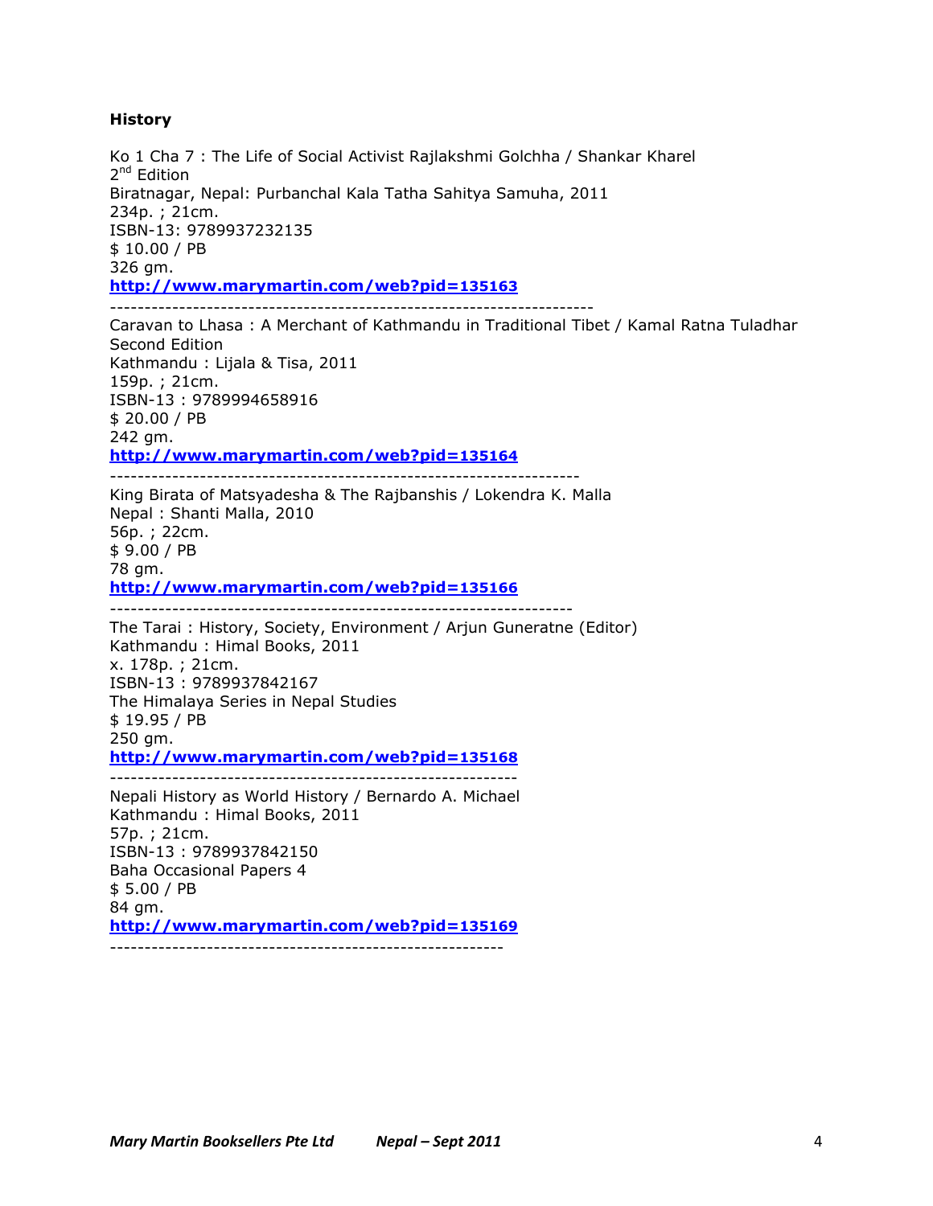**History**

Ko 1 Cha 7 : The Life of Social Activist Rajlakshmi Golchha / Shankar Kharel
2nd Edition
Biratnagar, Nepal: Purbanchal Kala Tatha Sahitya Samuha, 2011
234p. ; 21cm.
ISBN-13: 9789937232135
$ 10.00 / PB
326 gm.
**http://www.marymartin.com/web?pid=135163**

----------------------------------------------------------------------

Caravan to Lhasa : A Merchant of Kathmandu in Traditional Tibet / Kamal Ratna Tuladhar
Second Edition
Kathmandu : Lijala & Tisa, 2011
159p. ; 21cm.
ISBN-13 : 9789994658916
$ 20.00 / PB
242 gm.
**http://www.marymartin.com/web?pid=135164**

--------------------------------------------------------------------

King Birata of Matsyadesha & The Rajbanshis / Lokendra K. Malla
Nepal : Shanti Malla, 2010
56p. ; 22cm.
$ 9.00 / PB
78 gm.
**http://www.marymartin.com/web?pid=135166**

-------------------------------------------------------------------

The Tarai : History, Society, Environment / Arjun Guneratne (Editor)
Kathmandu : Himal Books, 2011
x. 178p. ; 21cm.
ISBN-13 : 9789937842167
The Himalaya Series in Nepal Studies
$ 19.95 / PB
250 gm.
**http://www.marymartin.com/web?pid=135168**

-----------------------------------------------------------

Nepali History as World History / Bernardo A. Michael
Kathmandu : Himal Books, 2011
57p. ; 21cm.
ISBN-13 : 9789937842150
Baha Occasional Papers 4
$ 5.00 / PB
84 gm.
**http://www.marymartin.com/web?pid=135169**

---------------------------------------------------------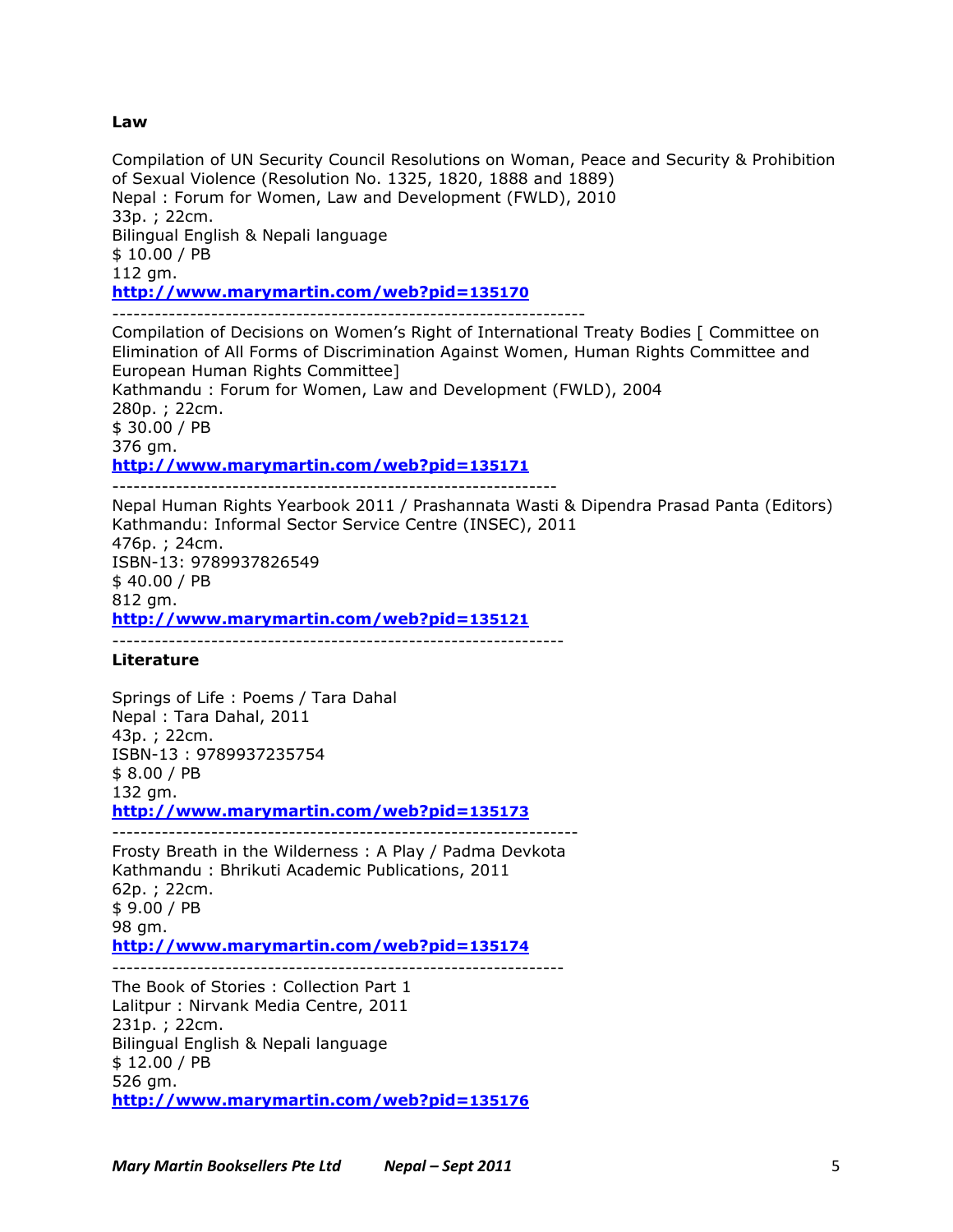**Law**

Compilation of UN Security Council Resolutions on Woman, Peace and Security & Prohibition of Sexual Violence (Resolution No. 1325, 1820, 1888 and 1889)
Nepal : Forum for Women, Law and Development (FWLD), 2010
33p. ; 22cm.
Bilingual English & Nepali language
$ 10.00 / PB
112 gm.
**http://www.marymartin.com/web?pid=135170**

-------------------------------------------------------------------

Compilation of Decisions on Women's Right of International Treaty Bodies [ Committee on Elimination of All Forms of Discrimination Against Women, Human Rights Committee and European Human Rights Committee]
Kathmandu : Forum for Women, Law and Development (FWLD), 2004
280p. ; 22cm.
$ 30.00 / PB
376 gm.
**http://www.marymartin.com/web?pid=135171**

---------------------------------------------------------------

Nepal Human Rights Yearbook 2011 / Prashannata Wasti & Dipendra Prasad Panta (Editors)
Kathmandu: Informal Sector Service Centre (INSEC), 2011
476p. ; 24cm.
ISBN-13: 9789937826549
$ 40.00 / PB
812 gm.
**http://www.marymartin.com/web?pid=135121**

----------------------------------------------------------------

**Literature**

Springs of Life : Poems / Tara Dahal
Nepal : Tara Dahal, 2011
43p. ; 22cm.
ISBN-13 : 9789937235754
$ 8.00 / PB
132 gm.
**http://www.marymartin.com/web?pid=135173**

------------------------------------------------------------------

Frosty Breath in the Wilderness : A Play / Padma Devkota
Kathmandu : Bhrikuti Academic Publications, 2011
62p. ; 22cm.
$ 9.00 / PB
98 gm.
**http://www.marymartin.com/web?pid=135174**

----------------------------------------------------------------

The Book of Stories : Collection Part 1
Lalitpur : Nirvank Media Centre, 2011
231p. ; 22cm.
Bilingual English & Nepali language
$ 12.00 / PB
526 gm.
**http://www.marymartin.com/web?pid=135176**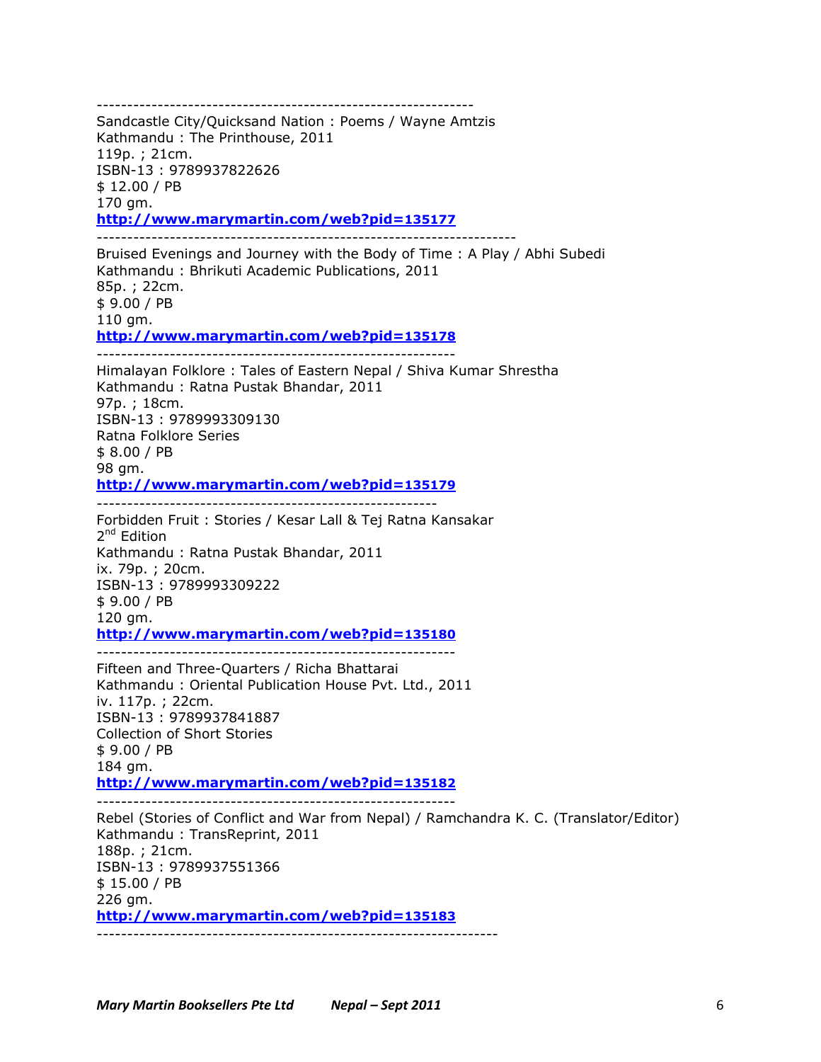---

Sandcastle City/Quicksand Nation : Poems / Wayne Amtzis
Kathmandu : The Printhouse, 2011
119p. ; 21cm.
ISBN-13 : 9789937822626
$ 12.00 / PB
170 gm.
**http://www.marymartin.com/web?pid=135177**

---

Bruised Evenings and Journey with the Body of Time : A Play / Abhi Subedi
Kathmandu : Bhrikuti Academic Publications, 2011
85p. ; 22cm.
$ 9.00 / PB
110 gm.
**http://www.marymartin.com/web?pid=135178**

---

Himalayan Folklore : Tales of Eastern Nepal / Shiva Kumar Shrestha
Kathmandu : Ratna Pustak Bhandar, 2011
97p. ; 18cm.
ISBN-13 : 9789993309130
Ratna Folklore Series
$ 8.00 / PB
98 gm.
**http://www.marymartin.com/web?pid=135179**

---

Forbidden Fruit : Stories / Kesar Lall & Tej Ratna Kansakar
2nd Edition
Kathmandu : Ratna Pustak Bhandar, 2011
ix. 79p. ; 20cm.
ISBN-13 : 9789993309222
$ 9.00 / PB
120 gm.
**http://www.marymartin.com/web?pid=135180**

---

Fifteen and Three-Quarters / Richa Bhattarai
Kathmandu : Oriental Publication House Pvt. Ltd., 2011
iv. 117p. ; 22cm.
ISBN-13 : 9789937841887
Collection of Short Stories
$ 9.00 / PB
184 gm.
**http://www.marymartin.com/web?pid=135182**

---

Rebel (Stories of Conflict and War from Nepal) / Ramchandra K. C. (Translator/Editor)
Kathmandu : TransReprint, 2011
188p. ; 21cm.
ISBN-13 : 9789937551366
$ 15.00 / PB
226 gm.
**http://www.marymartin.com/web?pid=135183**

---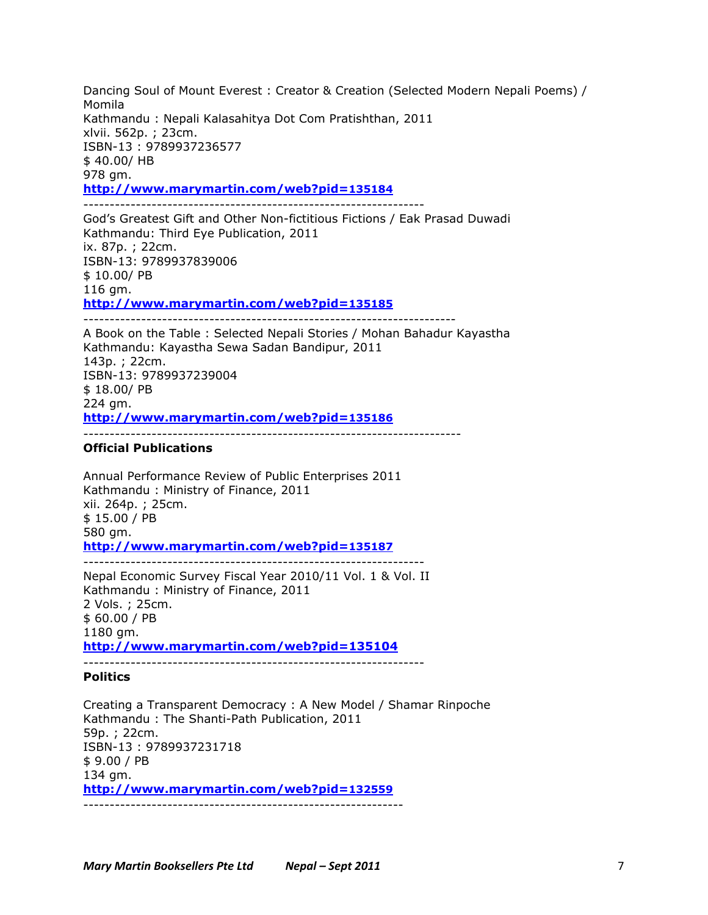Dancing Soul of Mount Everest : Creator & Creation (Selected Modern Nepali Poems) / Momila
Kathmandu : Nepali Kalasahitya Dot Com Pratishthan, 2011
xlvii. 562p. ; 23cm.
ISBN-13 : 9789937236577
$ 40.00/ HB
978 gm.
**http://www.marymartin.com/web?pid=135184**

-----------------------------------------------------------------

God's Greatest Gift and Other Non-fictitious Fictions / Eak Prasad Duwadi
Kathmandu: Third Eye Publication, 2011
ix. 87p. ; 22cm.
ISBN-13: 9789937839006
$ 10.00/ PB
116 gm.
**http://www.marymartin.com/web?pid=135185**

-----------------------------------------------------------------------

A Book on the Table : Selected Nepali Stories / Mohan Bahadur Kayastha
Kathmandu: Kayastha Sewa Sadan Bandipur, 2011
143p. ; 22cm.
ISBN-13: 9789937239004
$ 18.00/ PB
224 gm.
**http://www.marymartin.com/web?pid=135186**

------------------------------------------------------------------------

**Official Publications**

Annual Performance Review of Public Enterprises 2011
Kathmandu : Ministry of Finance, 2011
xii. 264p. ; 25cm.
$ 15.00 / PB
580 gm.
**http://www.marymartin.com/web?pid=135187**

-----------------------------------------------------------------

Nepal Economic Survey Fiscal Year 2010/11 Vol. 1 & Vol. II
Kathmandu : Ministry of Finance, 2011
2 Vols. ; 25cm.
$ 60.00 / PB
1180 gm.
**http://www.marymartin.com/web?pid=135104**

-----------------------------------------------------------------

**Politics**

Creating a Transparent Democracy : A New Model / Shamar Rinpoche
Kathmandu : The Shanti-Path Publication, 2011
59p. ; 22cm.
ISBN-13 : 9789937231718
$ 9.00 / PB
134 gm.
**http://www.marymartin.com/web?pid=132559**

-------------------------------------------------------------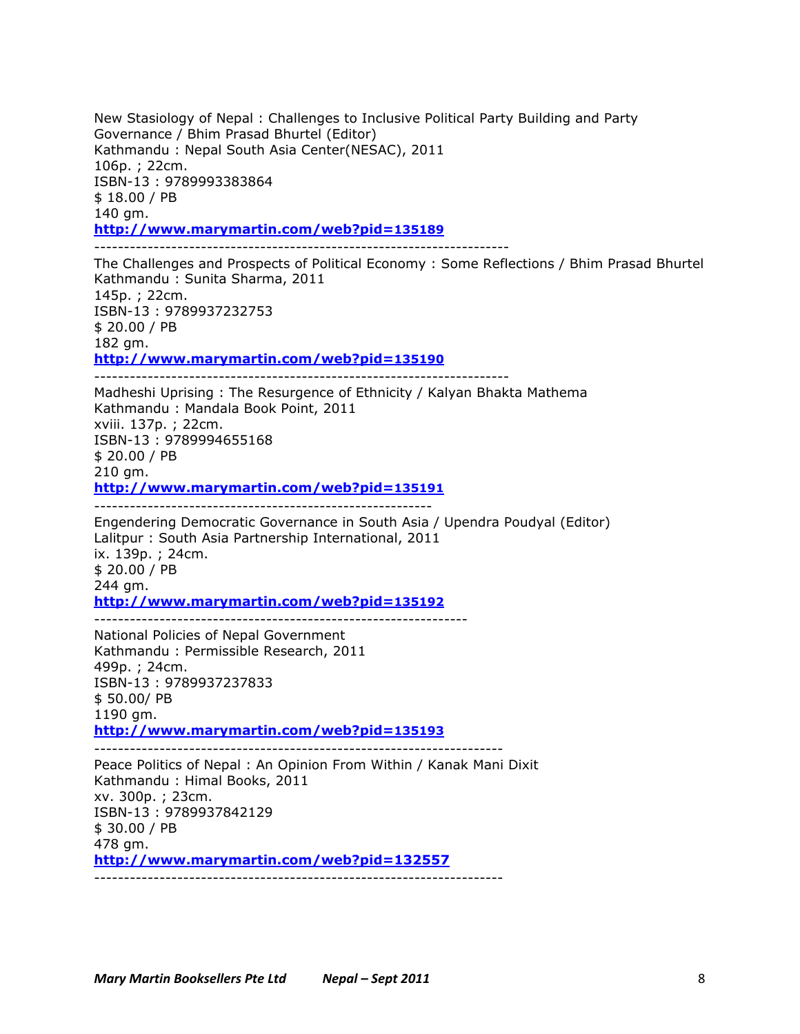New Stasiology of Nepal : Challenges to Inclusive Political Party Building and Party Governance / Bhim Prasad Bhurtel (Editor)
Kathmandu : Nepal South Asia Center(NESAC), 2011
106p. ; 22cm.
ISBN-13 : 9789993383864
$ 18.00 / PB
140 gm.
**http://www.marymartin.com/web?pid=135189**

---

The Challenges and Prospects of Political Economy : Some Reflections / Bhim Prasad Bhurtel
Kathmandu : Sunita Sharma, 2011
145p. ; 22cm.
ISBN-13 : 9789937232753
$ 20.00 / PB
182 gm.
**http://www.marymartin.com/web?pid=135190**

---

Madheshi Uprising : The Resurgence of Ethnicity / Kalyan Bhakta Mathema
Kathmandu : Mandala Book Point, 2011
xviii. 137p. ; 22cm.
ISBN-13 : 9789994655168
$ 20.00 / PB
210 gm.
**http://www.marymartin.com/web?pid=135191**

---

Engendering Democratic Governance in South Asia / Upendra Poudyal (Editor)
Lalitpur : South Asia Partnership International, 2011
ix. 139p. ; 24cm.
$ 20.00 / PB
244 gm.
**http://www.marymartin.com/web?pid=135192**

---

National Policies of Nepal Government
Kathmandu : Permissible Research, 2011
499p. ; 24cm.
ISBN-13 : 9789937237833
$ 50.00/ PB
1190 gm.
**http://www.marymartin.com/web?pid=135193**

---

Peace Politics of Nepal : An Opinion From Within / Kanak Mani Dixit
Kathmandu : Himal Books, 2011
xv. 300p. ; 23cm.
ISBN-13 : 9789937842129
$ 30.00 / PB
478 gm.
**http://www.marymartin.com/web?pid=132557**

---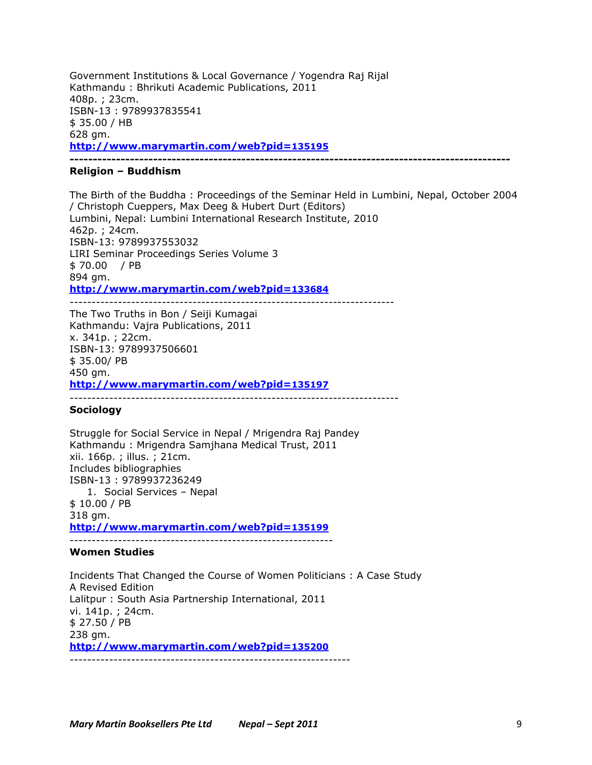Government Institutions & Local Governance / Yogendra Raj Rijal
Kathmandu : Bhrikuti Academic Publications, 2011
408p. ; 23cm.
ISBN-13 : 9789937835541
$ 35.00 / HB
628 gm.
**http://www.marymartin.com/web?pid=135195**

---

**Religion – Buddhism**

The Birth of the Buddha : Proceedings of the Seminar Held in Lumbini, Nepal, October 2004 / Christoph Cueppers, Max Deeg & Hubert Durt (Editors)
Lumbini, Nepal: Lumbini International Research Institute, 2010
462p. ; 24cm.
ISBN-13: 9789937553032
LIRI Seminar Proceedings Series Volume 3
$ 70.00 / PB
894 gm.
**http://www.marymartin.com/web?pid=133684**

---

The Two Truths in Bon / Seiji Kumagai
Kathmandu: Vajra Publications, 2011
x. 341p. ; 22cm.
ISBN-13: 9789937506601
$ 35.00/ PB
450 gm.
**http://www.marymartin.com/web?pid=135197**

---

**Sociology**

Struggle for Social Service in Nepal / Mrigendra Raj Pandey
Kathmandu : Mrigendra Samjhana Medical Trust, 2011
xii. 166p. ; illus. ; 21cm.
Includes bibliographies
ISBN-13 : 9789937236249

1. Social Services – Nepal

$ 10.00 / PB
318 gm.
**http://www.marymartin.com/web?pid=135199**

---

**Women Studies**

Incidents That Changed the Course of Women Politicians : A Case Study
A Revised Edition
Lalitpur : South Asia Partnership International, 2011
vi. 141p. ; 24cm.
$ 27.50 / PB
238 gm.
**http://www.marymartin.com/web?pid=135200**

---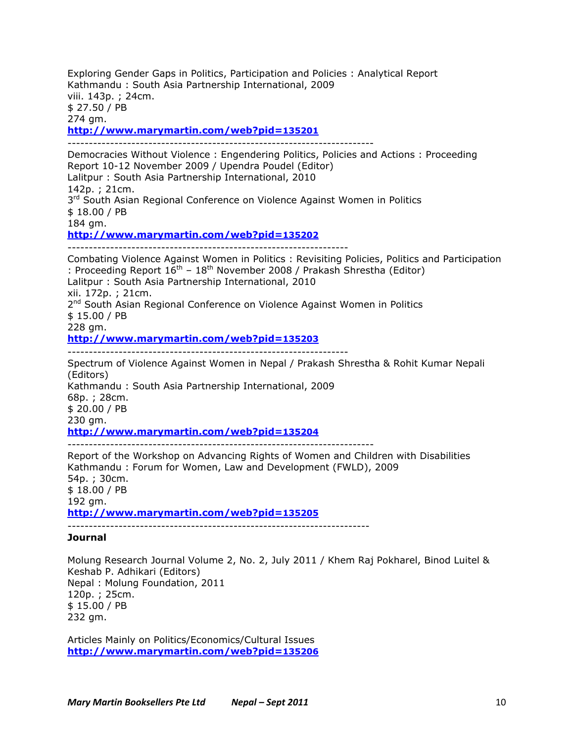Exploring Gender Gaps in Politics, Participation and Policies : Analytical Report
Kathmandu : South Asia Partnership International, 2009
viii. 143p. ; 24cm.
$ 27.50 / PB
274 gm.
**http://www.marymartin.com/web?pid=135201**

---

Democracies Without Violence : Engendering Politics, Policies and Actions : Proceeding Report 10-12 November 2009 / Upendra Poudel (Editor)
Lalitpur : South Asia Partnership International, 2010
142p. ; 21cm.
3rd South Asian Regional Conference on Violence Against Women in Politics
$ 18.00 / PB
184 gm.
**http://www.marymartin.com/web?pid=135202**

---

Combating Violence Against Women in Politics : Revisiting Policies, Politics and Participation : Proceeding Report 16th – 18th November 2008 / Prakash Shrestha (Editor)
Lalitpur : South Asia Partnership International, 2010
xii. 172p. ; 21cm.
2nd South Asian Regional Conference on Violence Against Women in Politics
$ 15.00 / PB
228 gm.
**http://www.marymartin.com/web?pid=135203**

---

Spectrum of Violence Against Women in Nepal / Prakash Shrestha & Rohit Kumar Nepali (Editors)
Kathmandu : South Asia Partnership International, 2009
68p. ; 28cm.
$ 20.00 / PB
230 gm.
**http://www.marymartin.com/web?pid=135204**

---

Report of the Workshop on Advancing Rights of Women and Children with Disabilities
Kathmandu : Forum for Women, Law and Development (FWLD), 2009
54p. ; 30cm.
$ 18.00 / PB
192 gm.
**http://www.marymartin.com/web?pid=135205**

---

**Journal**

Molung Research Journal Volume 2, No. 2, July 2011 / Khem Raj Pokharel, Binod Luitel & Keshab P. Adhikari (Editors)
Nepal : Molung Foundation, 2011
120p. ; 25cm.
$ 15.00 / PB
232 gm.

Articles Mainly on Politics/Economics/Cultural Issues
**http://www.marymartin.com/web?pid=135206**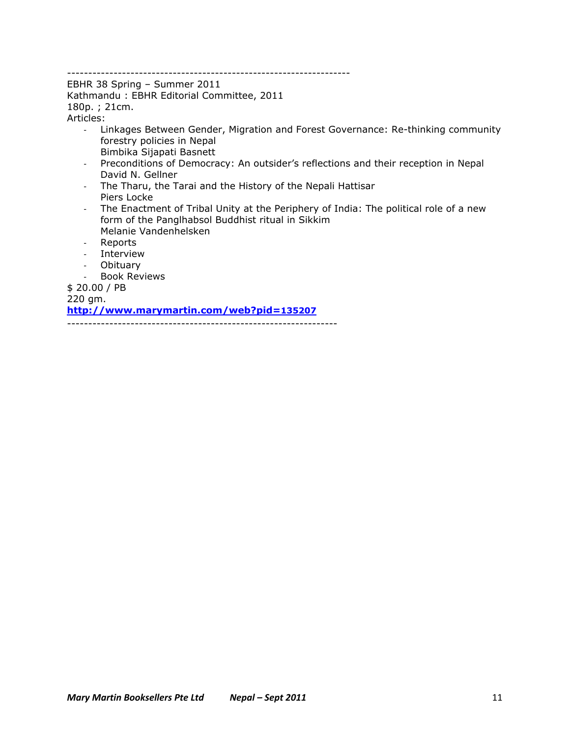-------------------------------------------------------------------

EBHR 38 Spring – Summer 2011
Kathmandu : EBHR Editorial Committee, 2011
180p. ; 21cm.
Articles:

- Linkages Between Gender, Migration and Forest Governance: Re-thinking community forestry policies in Nepal
  Bimbika Sijapati Basnett
- Preconditions of Democracy: An outsider's reflections and their reception in Nepal
  David N. Gellner
- The Tharu, the Tarai and the History of the Nepali Hattisar
  Piers Locke
- The Enactment of Tribal Unity at the Periphery of India: The political role of a new form of the Panglhabsol Buddhist ritual in Sikkim
  Melanie Vandenhelsken
- Reports
- Interview
- Obituary
- Book Reviews

$ 20.00 / PB
220 gm.
**http://www.marymartin.com/web?pid=135207**

---------------------------------------------------------------